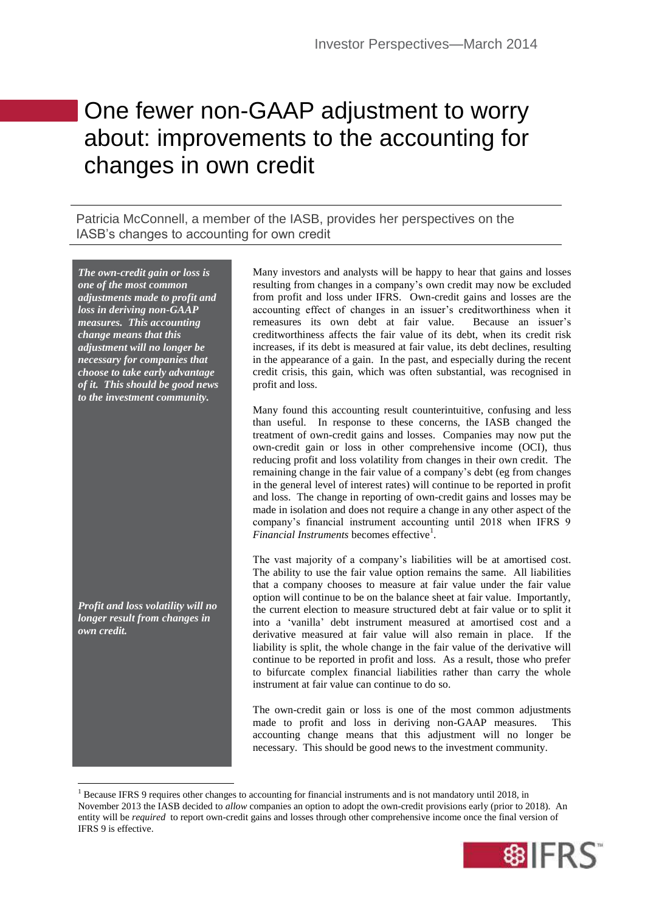Investor Perspectives—March 2014

# One fewer non-GAAP adjustment to worry about: improvements to the accounting for changes in own credit

Patricia McConnell, a member of the IASB, provides her perspectives on the IASB's changes to accounting for own credit

***The own-credit gain or loss is one of the most common adjustments made to profit and loss in deriving non-GAAP measures. This accounting change means that this adjustment will no longer be necessary for companies that choose to take early advantage of it. This should be good news to the investment community.***

Many investors and analysts will be happy to hear that gains and losses resulting from changes in a company's own credit may now be excluded from profit and loss under IFRS. Own-credit gains and losses are the accounting effect of changes in an issuer's creditworthiness when it remeasures its own debt at fair value. Because an issuer's creditworthiness affects the fair value of its debt, when its credit risk increases, if its debt is measured at fair value, its debt declines, resulting in the appearance of a gain. In the past, and especially during the recent credit crisis, this gain, which was often substantial, was recognised in profit and loss.

Many found this accounting result counterintuitive, confusing and less than useful. In response to these concerns, the IASB changed the treatment of own-credit gains and losses. Companies may now put the own-credit gain or loss in other comprehensive income (OCI), thus reducing profit and loss volatility from changes in their own credit. The remaining change in the fair value of a company's debt (eg from changes in the general level of interest rates) will continue to be reported in profit and loss. The change in reporting of own-credit gains and losses may be made in isolation and does not require a change in any other aspect of the company's financial instrument accounting until 2018 when IFRS 9 *Financial Instruments* becomes effective[1].

***Profit and loss volatility will no longer result from changes in own credit.***

The vast majority of a company's liabilities will be at amortised cost. The ability to use the fair value option remains the same. All liabilities that a company chooses to measure at fair value under the fair value option will continue to be on the balance sheet at fair value. Importantly, the current election to measure structured debt at fair value or to split it into a 'vanilla' debt instrument measured at amortised cost and a derivative measured at fair value will also remain in place. If the liability is split, the whole change in the fair value of the derivative will continue to be reported in profit and loss. As a result, those who prefer to bifurcate complex financial liabilities rather than carry the whole instrument at fair value can continue to do so.

The own-credit gain or loss is one of the most common adjustments made to profit and loss in deriving non-GAAP measures. This accounting change means that this adjustment will no longer be necessary. This should be good news to the investment community.

---

[1] Because IFRS 9 requires other changes to accounting for financial instruments and is not mandatory until 2018, in November 2013 the IASB decided to *allow* companies an option to adopt the own-credit provisions early (prior to 2018). An entity will be *required* to report own-credit gains and losses through other comprehensive income once the final version of IFRS 9 is effective.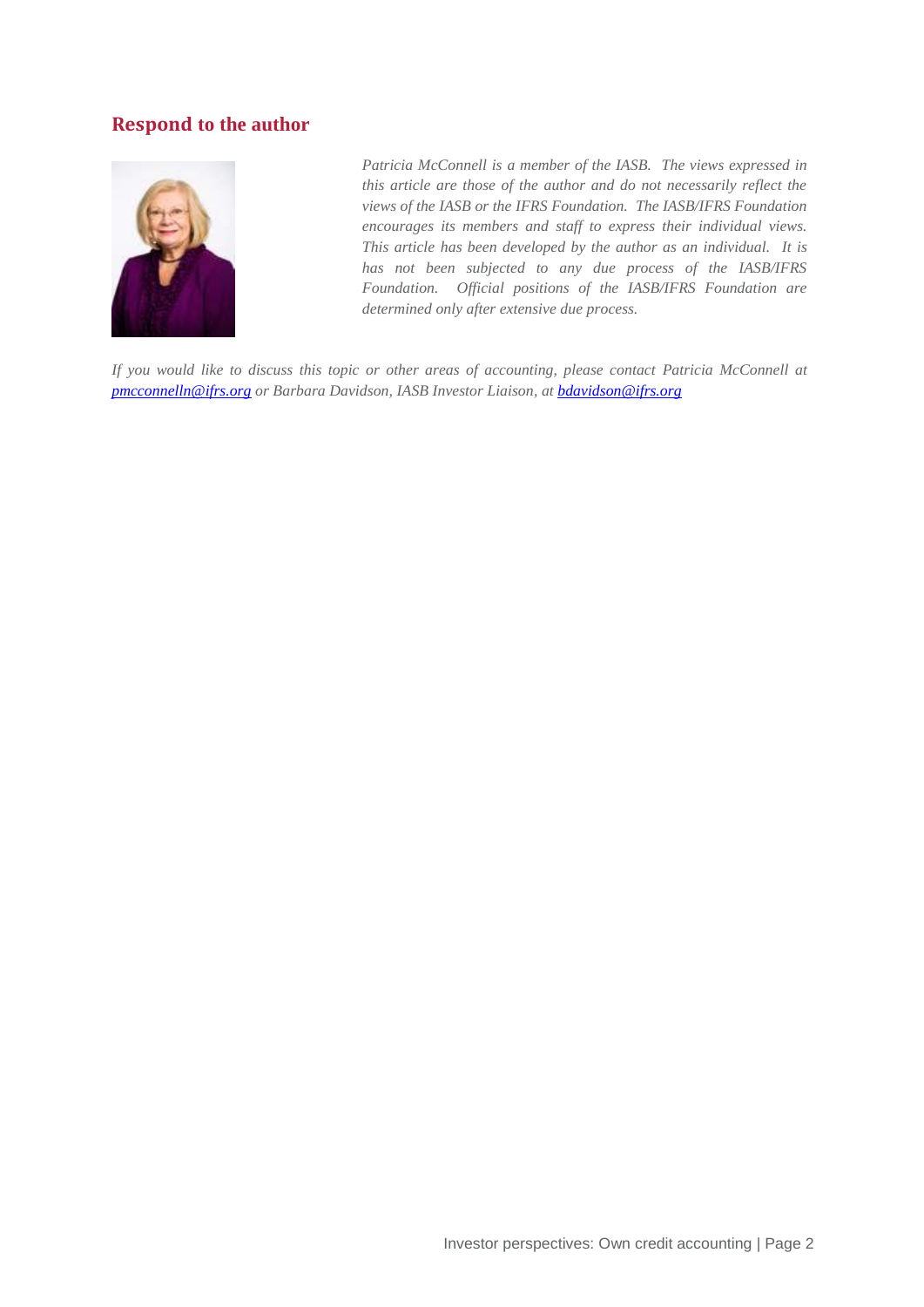## Respond to the author

*Patricia McConnell is a member of the IASB. The views expressed in this article are those of the author and do not necessarily reflect the views of the IASB or the IFRS Foundation. The IASB/IFRS Foundation encourages its members and staff to express their individual views. This article has been developed by the author as an individual. It is has not been subjected to any due process of the IASB/IFRS Foundation. Official positions of the IASB/IFRS Foundation are determined only after extensive due process.*

*If you would like to discuss this topic or other areas of accounting, please contact Patricia McConnell at [pmcconnelln@ifrs.org](mailto:pmcconnelln@ifrs.org) or Barbara Davidson, IASB Investor Liaison, at [bdavidson@ifrs.org](mailto:bdavidson@ifrs.org)*